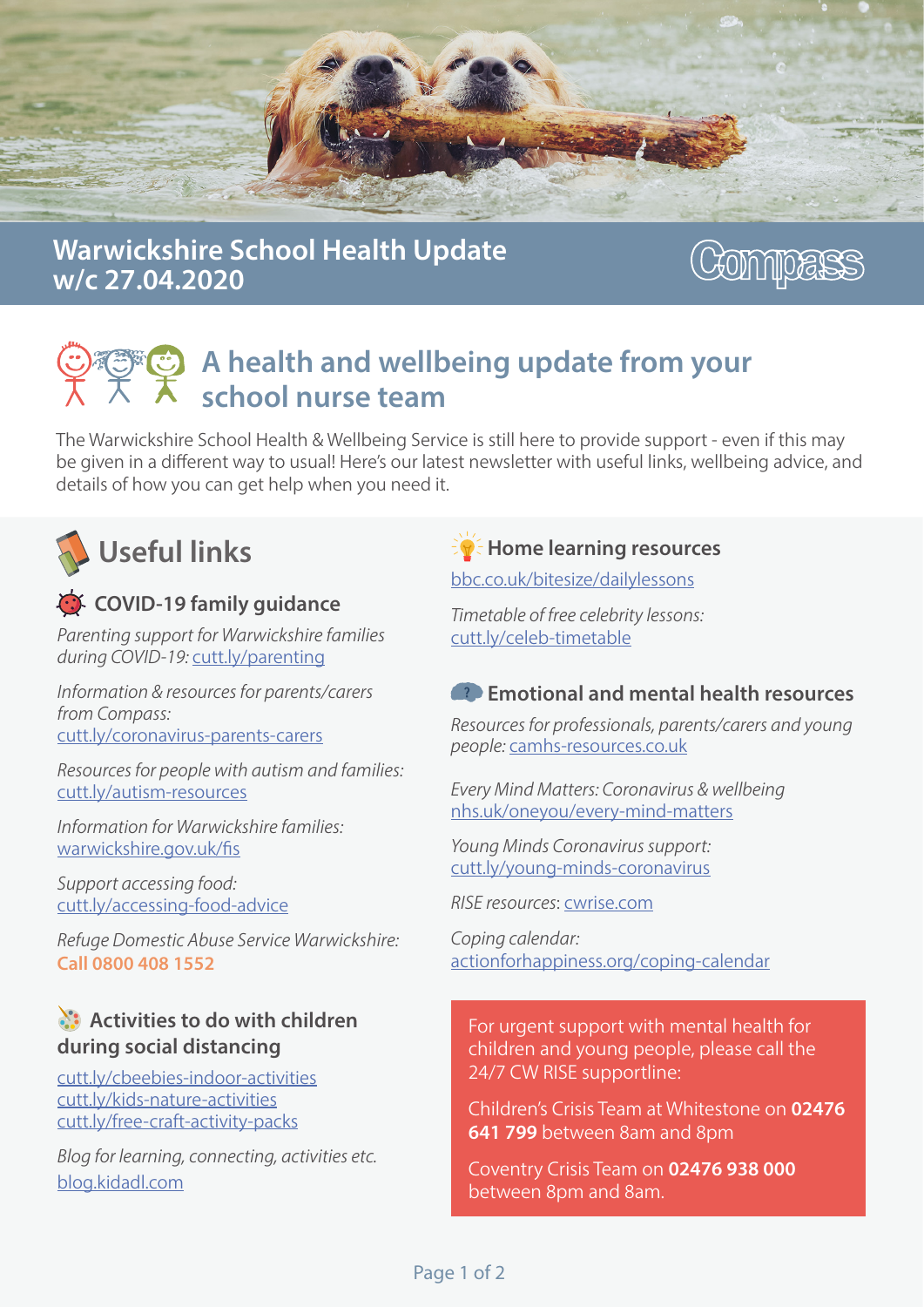# Warwickshire School Health Update w/c 27.04.2020

Compass

## A health and wellbeing update from your school nurse team

The Warwickshire School Health & Wellbeing Service is still here to provide support - even if this may be given in a different way to usual! Here's our latest newsletter with useful links, wellbeing advice, and details of how you can get help when you need it.

## Useful links

### COVID-19 family guidance

*Parenting support for Warwickshire families during COVID-19:* cutt.ly/parenting

*Information & resources for parents/carers from Compass:* cutt.ly/coronavirus-parents-carers

*Resources for people with autism and families:* cutt.ly/autism-resources

*Information for Warwickshire families:* warwickshire.gov.uk/fis

*Support accessing food:* cutt.ly/accessing-food-advice

*Refuge Domestic Abuse Service Warwickshire:* **Call 0800 408 1552**

### Activities to do with children during social distancing

cutt.ly/cbeebies-indoor-activities
cutt.ly/kids-nature-activities
cutt.ly/free-craft-activity-packs

*Blog for learning, connecting, activities etc.* blog.kidadl.com

### Home learning resources

bbc.co.uk/bitesize/dailylessons

*Timetable of free celebrity lessons:* cutt.ly/celeb-timetable

### Emotional and mental health resources

*Resources for professionals, parents/carers and young people:* camhs-resources.co.uk

*Every Mind Matters: Coronavirus & wellbeing* nhs.uk/oneyou/every-mind-matters

*Young Minds Coronavirus support:* cutt.ly/young-minds-coronavirus

*RISE resources*: cwrise.com

*Coping calendar:* actionforhappiness.org/coping-calendar

For urgent support with mental health for children and young people, please call the 24/7 CW RISE supportline:

Children's Crisis Team at Whitestone on **02476 641 799** between 8am and 8pm

Coventry Crisis Team on **02476 938 000** between 8pm and 8am.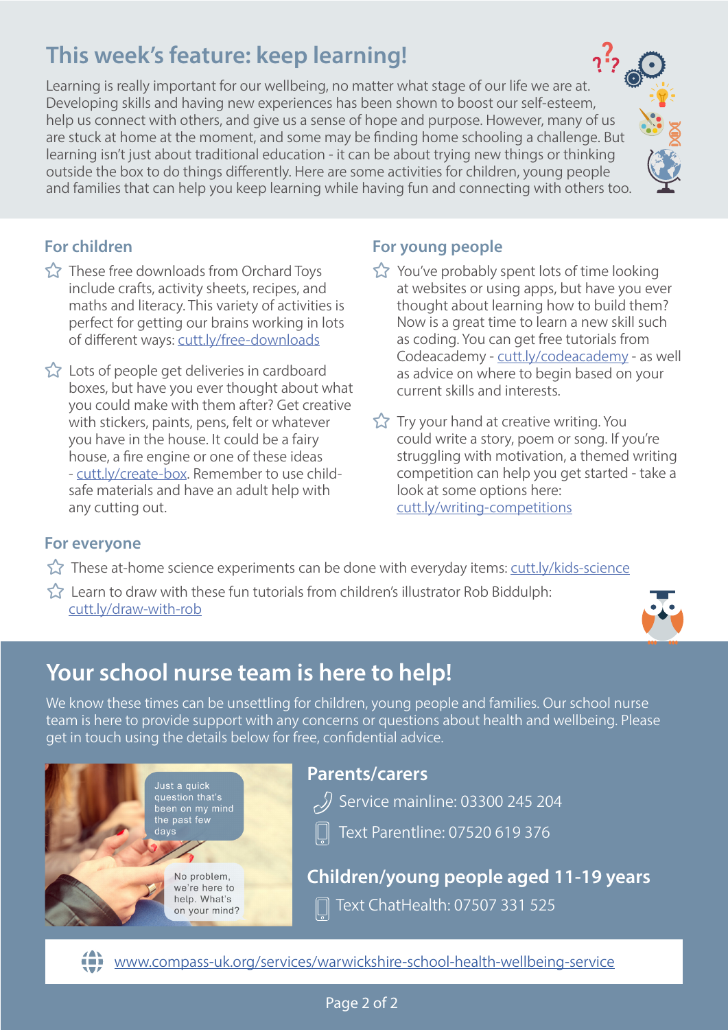## This week's feature: keep learning!

Learning is really important for our wellbeing, no matter what stage of our life we are at. Developing skills and having new experiences has been shown to boost our self-esteem, help us connect with others, and give us a sense of hope and purpose. However, many of us are stuck at home at the moment, and some may be finding home schooling a challenge. But learning isn't just about traditional education - it can be about trying new things or thinking outside the box to do things differently. Here are some activities for children, young people and families that can help you keep learning while having fun and connecting with others too.

### For children

- These free downloads from Orchard Toys include crafts, activity sheets, recipes, and maths and literacy. This variety of activities is perfect for getting our brains working in lots of different ways: cutt.ly/free-downloads
- Lots of people get deliveries in cardboard boxes, but have you ever thought about what you could make with them after? Get creative with stickers, paints, pens, felt or whatever you have in the house. It could be a fairy house, a fire engine or one of these ideas - cutt.ly/create-box. Remember to use child-safe materials and have an adult help with any cutting out.

### For young people

- You've probably spent lots of time looking at websites or using apps, but have you ever thought about learning how to build them? Now is a great time to learn a new skill such as coding. You can get free tutorials from Codeacademy - cutt.ly/codeacademy - as well as advice on where to begin based on your current skills and interests.
- Try your hand at creative writing. You could write a story, poem or song. If you're struggling with motivation, a themed writing competition can help you get started - take a look at some options here: cutt.ly/writing-competitions

### For everyone

- These at-home science experiments can be done with everyday items: cutt.ly/kids-science
- Learn to draw with these fun tutorials from children's illustrator Rob Biddulph: cutt.ly/draw-with-rob

## Your school nurse team is here to help!

We know these times can be unsettling for children, young people and families. Our school nurse team is here to provide support with any concerns or questions about health and wellbeing. Please get in touch using the details below for free, confidential advice.

### Parents/carers

Service mainline: 03300 245 204

Text Parentline: 07520 619 376

### Children/young people aged 11-19 years

Text ChatHealth: 07507 331 525

www.compass-uk.org/services/warwickshire-school-health-wellbeing-service